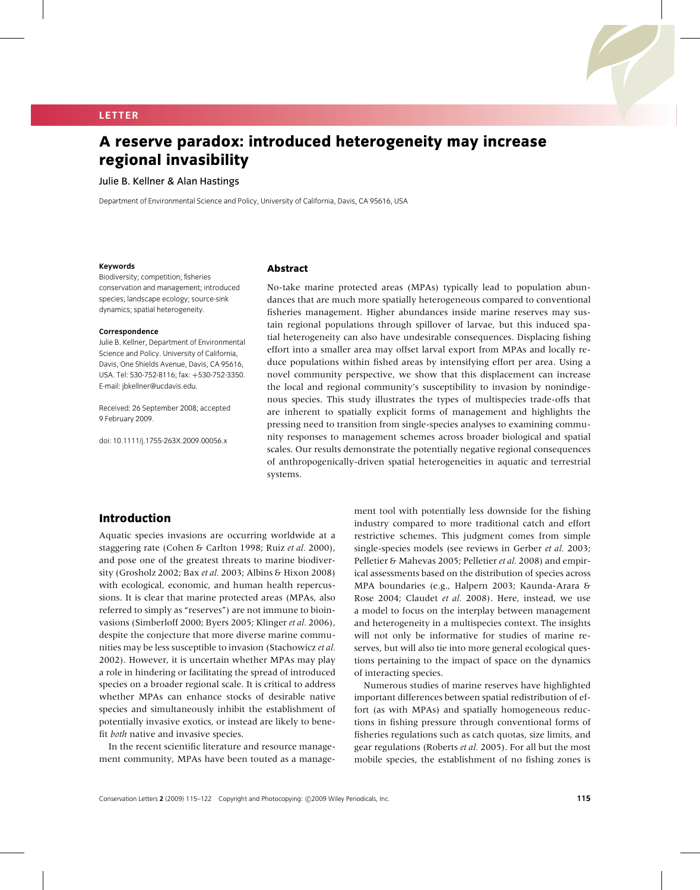LETTER

# A reserve paradox: introduced heterogeneity may increase regional invasibility

Julie B. Kellner & Alan Hastings

Department of Environmental Science and Policy, University of California, Davis, CA 95616, USA

**Keywords**

Biodiversity; competition; fisheries conservation and management; introduced species; landscape ecology; source-sink dynamics; spatial heterogeneity.

**Correspondence**

Julie B. Kellner, Department of Environmental Science and Policy. University of California, Davis, One Shields Avenue, Davis, CA 95616, USA. Tel: 530-752-8116; fax: +530-752-3350. E-mail: jbkellner@ucdavis.edu.

Received: 26 September 2008; accepted 9 February 2009.

doi: 10.1111/j.1755-263X.2009.00056.x

## Abstract

No-take marine protected areas (MPAs) typically lead to population abundances that are much more spatially heterogeneous compared to conventional fisheries management. Higher abundances inside marine reserves may sustain regional populations through spillover of larvae, but this induced spatial heterogeneity can also have undesirable consequences. Displacing fishing effort into a smaller area may offset larval export from MPAs and locally reduce populations within fished areas by intensifying effort per area. Using a novel community perspective, we show that this displacement can increase the local and regional community's susceptibility to invasion by nonindigenous species. This study illustrates the types of multispecies trade-offs that are inherent to spatially explicit forms of management and highlights the pressing need to transition from single-species analyses to examining community responses to management schemes across broader biological and spatial scales. Our results demonstrate the potentially negative regional consequences of anthropogenically-driven spatial heterogeneities in aquatic and terrestrial systems.

## Introduction

Aquatic species invasions are occurring worldwide at a staggering rate (Cohen & Carlton 1998; Ruiz *et al.* 2000), and pose one of the greatest threats to marine biodiversity (Grosholz 2002; Bax *et al.* 2003; Albins & Hixon 2008) with ecological, economic, and human health repercussions. It is clear that marine protected areas (MPAs, also referred to simply as "reserves") are not immune to bioinvasions (Simberloff 2000; Byers 2005; Klinger *et al.* 2006), despite the conjecture that more diverse marine communities may be less susceptible to invasion (Stachowicz *et al.* 2002). However, it is uncertain whether MPAs may play a role in hindering or facilitating the spread of introduced species on a broader regional scale. It is critical to address whether MPAs can enhance stocks of desirable native species and simultaneously inhibit the establishment of potentially invasive exotics, or instead are likely to benefit *both* native and invasive species.

In the recent scientific literature and resource management community, MPAs have been touted as a management tool with potentially less downside for the fishing industry compared to more traditional catch and effort restrictive schemes. This judgment comes from simple single-species models (see reviews in Gerber *et al.* 2003; Pelletier & Mahevas 2005; Pelletier *et al.* 2008) and empirical assessments based on the distribution of species across MPA boundaries (e.g., Halpern 2003; Kaunda-Arara & Rose 2004; Claudet *et al.* 2008). Here, instead, we use a model to focus on the interplay between management and heterogeneity in a multispecies context. The insights will not only be informative for studies of marine reserves, but will also tie into more general ecological questions pertaining to the impact of space on the dynamics of interacting species.

Numerous studies of marine reserves have highlighted important differences between spatial redistribution of effort (as with MPAs) and spatially homogeneous reductions in fishing pressure through conventional forms of fisheries regulations such as catch quotas, size limits, and gear regulations (Roberts *et al.* 2005). For all but the most mobile species, the establishment of no fishing zones is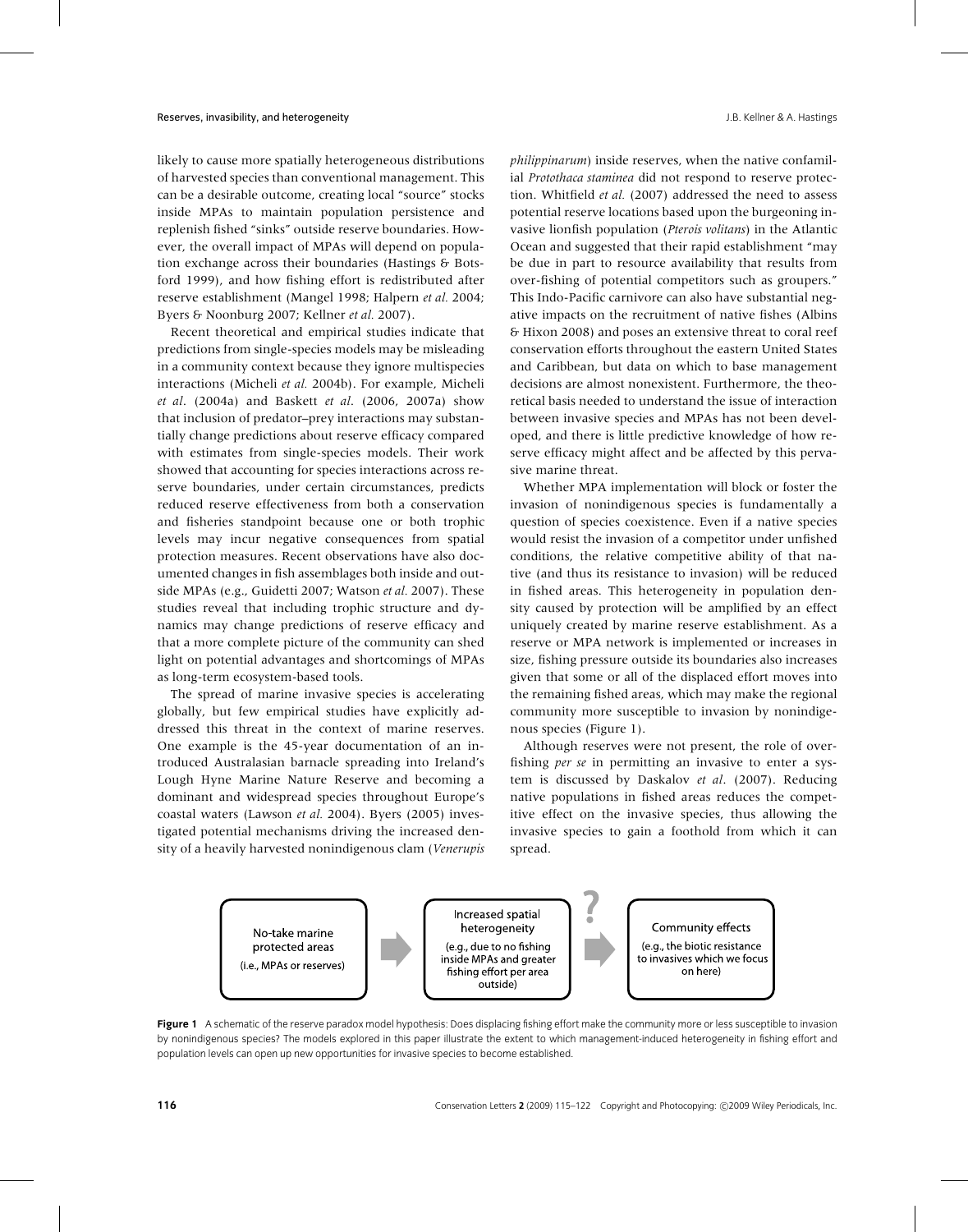likely to cause more spatially heterogeneous distributions of harvested species than conventional management. This can be a desirable outcome, creating local "source" stocks inside MPAs to maintain population persistence and replenish fished "sinks" outside reserve boundaries. However, the overall impact of MPAs will depend on population exchange across their boundaries (Hastings & Botsford 1999), and how fishing effort is redistributed after reserve establishment (Mangel 1998; Halpern *et al.* 2004; Byers & Noonburg 2007; Kellner *et al.* 2007).

Recent theoretical and empirical studies indicate that predictions from single-species models may be misleading in a community context because they ignore multispecies interactions (Micheli *et al.* 2004b). For example, Micheli *et al*. (2004a) and Baskett *et al*. (2006, 2007a) show that inclusion of predator–prey interactions may substantially change predictions about reserve efficacy compared with estimates from single-species models. Their work showed that accounting for species interactions across reserve boundaries, under certain circumstances, predicts reduced reserve effectiveness from both a conservation and fisheries standpoint because one or both trophic levels may incur negative consequences from spatial protection measures. Recent observations have also documented changes in fish assemblages both inside and outside MPAs (e.g., Guidetti 2007; Watson *et al.* 2007). These studies reveal that including trophic structure and dynamics may change predictions of reserve efficacy and that a more complete picture of the community can shed light on potential advantages and shortcomings of MPAs as long-term ecosystem-based tools.

The spread of marine invasive species is accelerating globally, but few empirical studies have explicitly addressed this threat in the context of marine reserves. One example is the 45-year documentation of an introduced Australasian barnacle spreading into Ireland's Lough Hyne Marine Nature Reserve and becoming a dominant and widespread species throughout Europe's coastal waters (Lawson *et al.* 2004). Byers (2005) investigated potential mechanisms driving the increased density of a heavily harvested nonindigenous clam (*Venerupis philippinarum*) inside reserves, when the native confamilial *Protothaca staminea* did not respond to reserve protection. Whitfield *et al.* (2007) addressed the need to assess potential reserve locations based upon the burgeoning invasive lionfish population (*Pterois volitans*) in the Atlantic Ocean and suggested that their rapid establishment "may be due in part to resource availability that results from over-fishing of potential competitors such as groupers." This Indo-Pacific carnivore can also have substantial negative impacts on the recruitment of native fishes (Albins & Hixon 2008) and poses an extensive threat to coral reef conservation efforts throughout the eastern United States and Caribbean, but data on which to base management decisions are almost nonexistent. Furthermore, the theoretical basis needed to understand the issue of interaction between invasive species and MPAs has not been developed, and there is little predictive knowledge of how reserve efficacy might affect and be affected by this pervasive marine threat.

Whether MPA implementation will block or foster the invasion of nonindigenous species is fundamentally a question of species coexistence. Even if a native species would resist the invasion of a competitor under unfished conditions, the relative competitive ability of that native (and thus its resistance to invasion) will be reduced in fished areas. This heterogeneity in population density caused by protection will be amplified by an effect uniquely created by marine reserve establishment. As a reserve or MPA network is implemented or increases in size, fishing pressure outside its boundaries also increases given that some or all of the displaced effort moves into the remaining fished areas, which may make the regional community more susceptible to invasion by nonindigenous species (Figure 1).

Although reserves were not present, the role of overfishing *per se* in permitting an invasive to enter a system is discussed by Daskalov *et al*. (2007). Reducing native populations in fished areas reduces the competitive effect on the invasive species, thus allowing the invasive species to gain a foothold from which it can spread.

No-take marine protected areas
(i.e., MPAs or reserves)

Increased spatial heterogeneity
(e.g., due to no fishing inside MPAs and greater fishing effort per area outside)

?

Community effects
(e.g., the biotic resistance to invasives which we focus on here)

**Figure 1** A schematic of the reserve paradox model hypothesis: Does displacing fishing effort make the community more or less susceptible to invasion by nonindigenous species? The models explored in this paper illustrate the extent to which management-induced heterogeneity in fishing effort and population levels can open up new opportunities for invasive species to become established.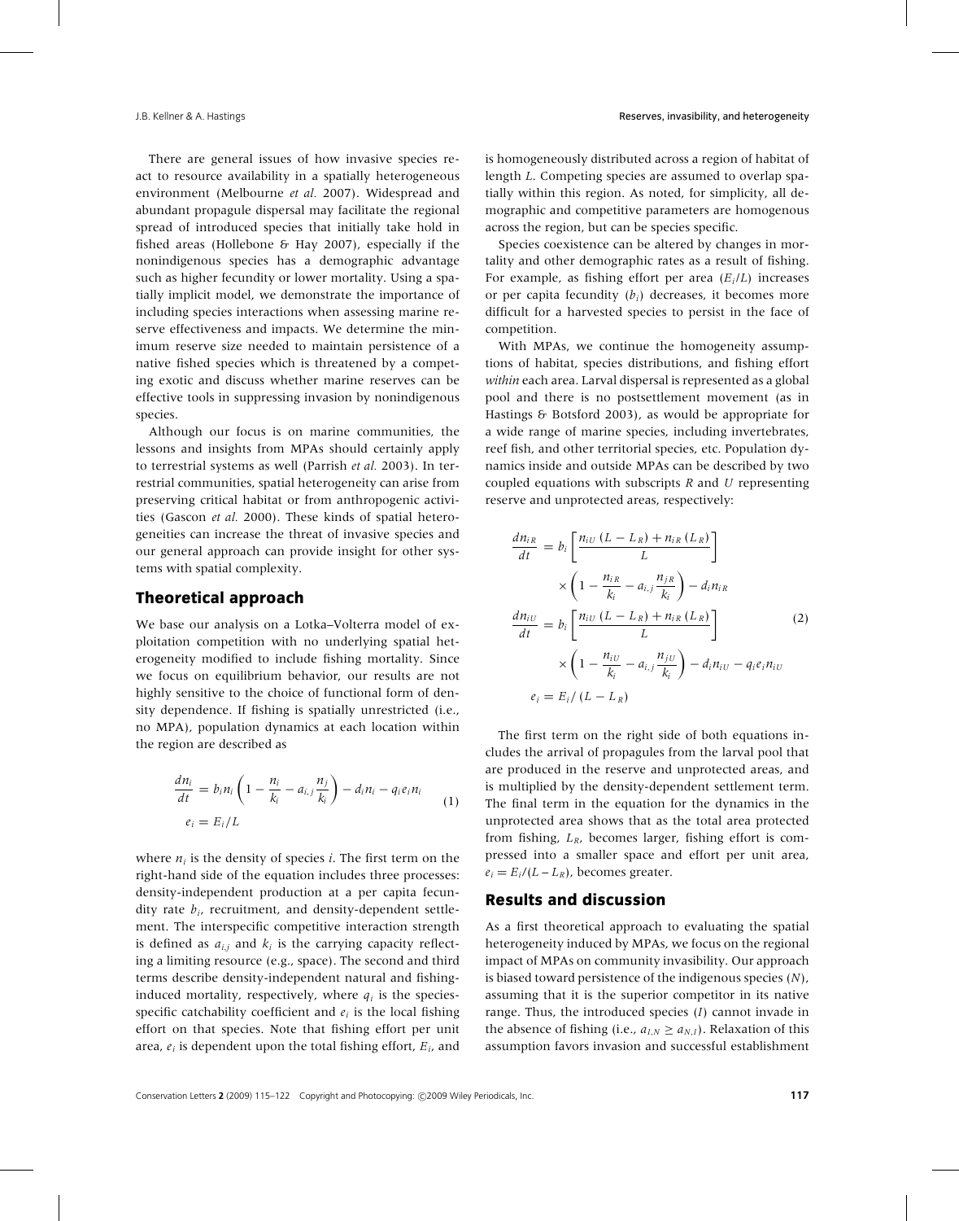There are general issues of how invasive species react to resource availability in a spatially heterogeneous environment (Melbourne *et al.* 2007). Widespread and abundant propagule dispersal may facilitate the regional spread of introduced species that initially take hold in fished areas (Hollebone & Hay 2007), especially if the nonindigenous species has a demographic advantage such as higher fecundity or lower mortality. Using a spatially implicit model, we demonstrate the importance of including species interactions when assessing marine reserve effectiveness and impacts. We determine the minimum reserve size needed to maintain persistence of a native fished species which is threatened by a competing exotic and discuss whether marine reserves can be effective tools in suppressing invasion by nonindigenous species.

Although our focus is on marine communities, the lessons and insights from MPAs should certainly apply to terrestrial systems as well (Parrish *et al.* 2003). In terrestrial communities, spatial heterogeneity can arise from preserving critical habitat or from anthropogenic activities (Gascon *et al.* 2000). These kinds of spatial heterogeneities can increase the threat of invasive species and our general approach can provide insight for other systems with spatial complexity.

## Theoretical approach

We base our analysis on a Lotka–Volterra model of exploitation competition with no underlying spatial heterogeneity modified to include fishing mortality. Since we focus on equilibrium behavior, our results are not highly sensitive to the choice of functional form of density dependence. If fishing is spatially unrestricted (i.e., no MPA), population dynamics at each location within the region are described as

$$\frac{dn_i}{dt} = b_i n_i \left(1 - \frac{n_i}{k_i} - a_{i,j}\frac{n_j}{k_i}\right) - d_i n_i - q_i e_i n_i \qquad (1)$$
$$e_i = E_i / L$$

where $n_i$ is the density of species *i*. The first term on the right-hand side of the equation includes three processes: density-independent production at a per capita fecundity rate $b_i$, recruitment, and density-dependent settlement. The interspecific competitive interaction strength is defined as $a_{i,j}$ and $k_i$ is the carrying capacity reflecting a limiting resource (e.g., space). The second and third terms describe density-independent natural and fishing-induced mortality, respectively, where $q_i$ is the species-specific catchability coefficient and $e_i$ is the local fishing effort on that species. Note that fishing effort per unit area, $e_i$ is dependent upon the total fishing effort, $E_i$, and is homogeneously distributed across a region of habitat of length *L*. Competing species are assumed to overlap spatially within this region. As noted, for simplicity, all demographic and competitive parameters are homogenous across the region, but can be species specific.

Species coexistence can be altered by changes in mortality and other demographic rates as a result of fishing. For example, as fishing effort per area ($E_i/L$) increases or per capita fecundity ($b_i$) decreases, it becomes more difficult for a harvested species to persist in the face of competition.

With MPAs, we continue the homogeneity assumptions of habitat, species distributions, and fishing effort *within* each area. Larval dispersal is represented as a global pool and there is no postsettlement movement (as in Hastings & Botsford 2003), as would be appropriate for a wide range of marine species, including invertebrates, reef fish, and other territorial species, etc. Population dynamics inside and outside MPAs can be described by two coupled equations with subscripts *R* and *U* representing reserve and unprotected areas, respectively:

$$\frac{dn_{iR}}{dt} = b_i\left[\frac{n_{iU}(L - L_R) + n_{iR}(L_R)}{L}\right] \times \left(1 - \frac{n_{iR}}{k_i} - a_{i,j}\frac{n_{jR}}{k_i}\right) - d_i n_{iR}$$
$$\frac{dn_{iU}}{dt} = b_i\left[\frac{n_{iU}(L - L_R) + n_{iR}(L_R)}{L}\right] \times \left(1 - \frac{n_{iU}}{k_i} - a_{i,j}\frac{n_{jU}}{k_i}\right) - d_i n_{iU} - q_i e_i n_{iU} \qquad (2)$$
$$e_i = E_i / (L - L_R)$$

The first term on the right side of both equations includes the arrival of propagules from the larval pool that are produced in the reserve and unprotected areas, and is multiplied by the density-dependent settlement term. The final term in the equation for the dynamics in the unprotected area shows that as the total area protected from fishing, $L_R$, becomes larger, fishing effort is compressed into a smaller space and effort per unit area, $e_i = E_i/(L - L_R)$, becomes greater.

## Results and discussion

As a first theoretical approach to evaluating the spatial heterogeneity induced by MPAs, we focus on the regional impact of MPAs on community invasibility. Our approach is biased toward persistence of the indigenous species (*N*), assuming that it is the superior competitor in its native range. Thus, the introduced species (*I*) cannot invade in the absence of fishing (i.e., $a_{I,N} \geq a_{N,I}$). Relaxation of this assumption favors invasion and successful establishment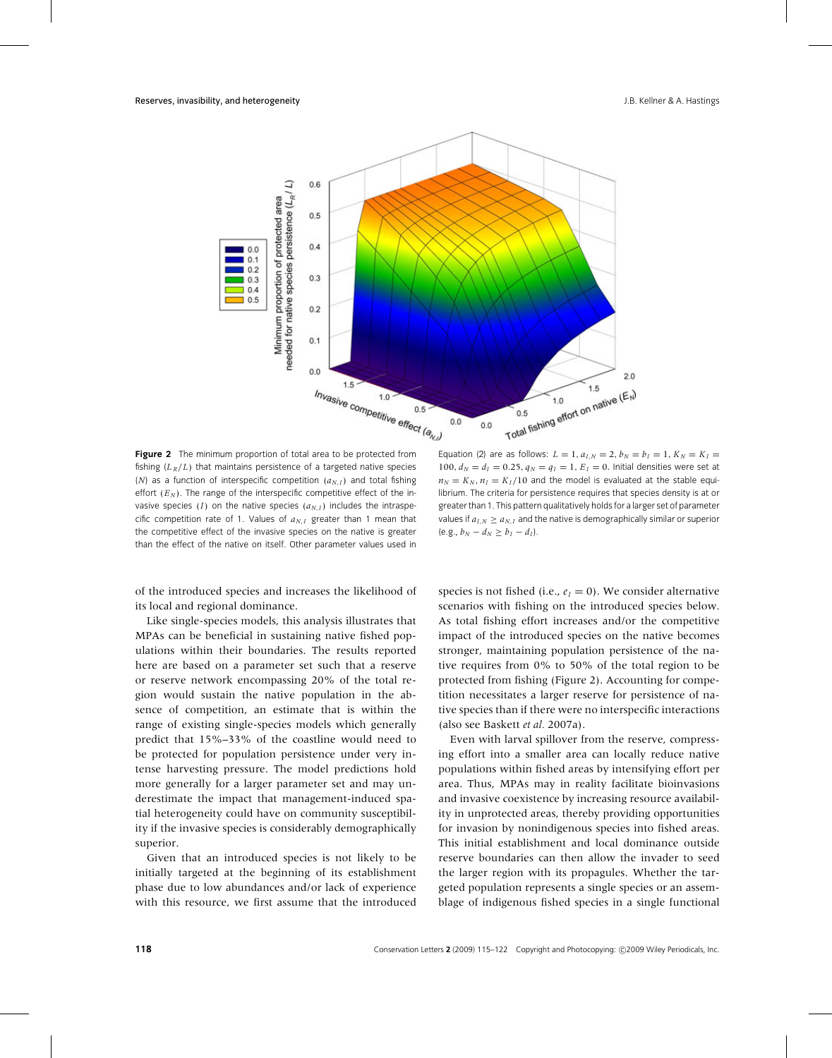**Figure 2** The minimum proportion of total area to be protected from fishing ($L_R/L$) that maintains persistence of a targeted native species ($N$) as a function of interspecific competition ($a_{N,I}$) and total fishing effort ($E_N$). The range of the interspecific competitive effect of the invasive species ($I$) on the native species ($a_{N,I}$) includes the intraspecific competition rate of 1. Values of $a_{N,I}$ greater than 1 mean that the competitive effect of the invasive species on the native is greater than the effect of the native on itself. Other parameter values used in Equation (2) are as follows: $L = 1, a_{I,N} = 2, b_N = b_I = 1, K_N = K_I = 100, d_N = d_I = 0.25, q_N = q_I = 1, E_I = 0$. Initial densities were set at $n_N = K_N, n_I = K_I/10$ and the model is evaluated at the stable equilibrium. The criteria for persistence requires that species density is at or greater than 1. This pattern qualitatively holds for a larger set of parameter values if $a_{I,N} \geq a_{N,I}$ and the native is demographically similar or superior (e.g., $b_N - d_N \geq b_I - d_I$).

of the introduced species and increases the likelihood of its local and regional dominance.

Like single-species models, this analysis illustrates that MPAs can be beneficial in sustaining native fished populations within their boundaries. The results reported here are based on a parameter set such that a reserve or reserve network encompassing 20% of the total region would sustain the native population in the absence of competition, an estimate that is within the range of existing single-species models which generally predict that 15%–33% of the coastline would need to be protected for population persistence under very intense harvesting pressure. The model predictions hold more generally for a larger parameter set and may underestimate the impact that management-induced spatial heterogeneity could have on community susceptibility if the invasive species is considerably demographically superior.

Given that an introduced species is not likely to be initially targeted at the beginning of its establishment phase due to low abundances and/or lack of experience with this resource, we first assume that the introduced species is not fished (i.e., $e_I = 0$). We consider alternative scenarios with fishing on the introduced species below. As total fishing effort increases and/or the competitive impact of the introduced species on the native becomes stronger, maintaining population persistence of the native requires from 0% to 50% of the total region to be protected from fishing (Figure 2). Accounting for competition necessitates a larger reserve for persistence of native species than if there were no interspecific interactions (also see Baskett *et al.* 2007a).

Even with larval spillover from the reserve, compressing effort into a smaller area can locally reduce native populations within fished areas by intensifying effort per area. Thus, MPAs may in reality facilitate bioinvasions and invasive coexistence by increasing resource availability in unprotected areas, thereby providing opportunities for invasion by nonindigenous species into fished areas. This initial establishment and local dominance outside reserve boundaries can then allow the invader to seed the larger region with its propagules. Whether the targeted population represents a single species or an assemblage of indigenous fished species in a single functional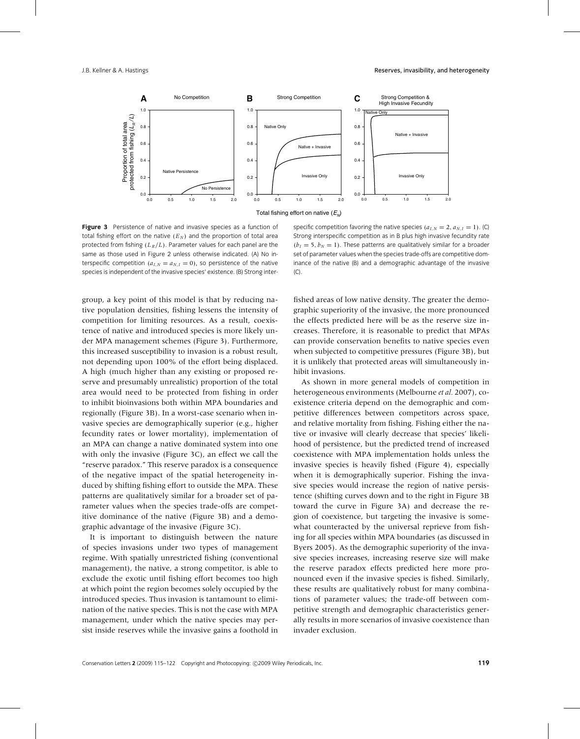**Figure 3** Persistence of native and invasive species as a function of total fishing effort on the native ($E_N$) and the proportion of total area protected from fishing ($L_R/L$). Parameter values for each panel are the same as those used in Figure 2 unless otherwise indicated. (A) No interspecific competition ($a_{I,N} = a_{N,I} = 0$), so persistence of the native species is independent of the invasive species' existence. (B) Strong interspecific competition favoring the native species ($a_{I,N} = 2, a_{N,I} = 1$). (C) Strong interspecific competition as in B plus high invasive fecundity rate ($b_I = 5, b_N = 1$). These patterns are qualitatively similar for a broader set of parameter values when the species trade-offs are competitive dominance of the native (B) and a demographic advantage of the invasive (C).

group, a key point of this model is that by reducing native population densities, fishing lessens the intensity of competition for limiting resources. As a result, coexistence of native and introduced species is more likely under MPA management schemes (Figure 3). Furthermore, this increased susceptibility to invasion is a robust result, not depending upon 100% of the effort being displaced. A high (much higher than any existing or proposed reserve and presumably unrealistic) proportion of the total area would need to be protected from fishing in order to inhibit bioinvasions both within MPA boundaries and regionally (Figure 3B). In a worst-case scenario when invasive species are demographically superior (e.g., higher fecundity rates or lower mortality), implementation of an MPA can change a native dominated system into one with only the invasive (Figure 3C), an effect we call the "reserve paradox." This reserve paradox is a consequence of the negative impact of the spatial heterogeneity induced by shifting fishing effort to outside the MPA. These patterns are qualitatively similar for a broader set of parameter values when the species trade-offs are competitive dominance of the native (Figure 3B) and a demographic advantage of the invasive (Figure 3C).

It is important to distinguish between the nature of species invasions under two types of management regime. With spatially unrestricted fishing (conventional management), the native, a strong competitor, is able to exclude the exotic until fishing effort becomes too high at which point the region becomes solely occupied by the introduced species. Thus invasion is tantamount to elimination of the native species. This is not the case with MPA management, under which the native species may persist inside reserves while the invasive gains a foothold in fished areas of low native density. The greater the demographic superiority of the invasive, the more pronounced the effects predicted here will be as the reserve size increases. Therefore, it is reasonable to predict that MPAs can provide conservation benefits to native species even when subjected to competitive pressures (Figure 3B), but it is unlikely that protected areas will simultaneously inhibit invasions.

As shown in more general models of competition in heterogeneous environments (Melbourne *et al.* 2007), coexistence criteria depend on the demographic and competitive differences between competitors across space, and relative mortality from fishing. Fishing either the native or invasive will clearly decrease that species' likelihood of persistence, but the predicted trend of increased coexistence with MPA implementation holds unless the invasive species is heavily fished (Figure 4), especially when it is demographically superior. Fishing the invasive species would increase the region of native persistence (shifting curves down and to the right in Figure 3B toward the curve in Figure 3A) and decrease the region of coexistence, but targeting the invasive is somewhat counteracted by the universal reprieve from fishing for all species within MPA boundaries (as discussed in Byers 2005). As the demographic superiority of the invasive species increases, increasing reserve size will make the reserve paradox effects predicted here more pronounced even if the invasive species is fished. Similarly, these results are qualitatively robust for many combinations of parameter values; the trade-off between competitive strength and demographic characteristics generally results in more scenarios of invasive coexistence than invader exclusion.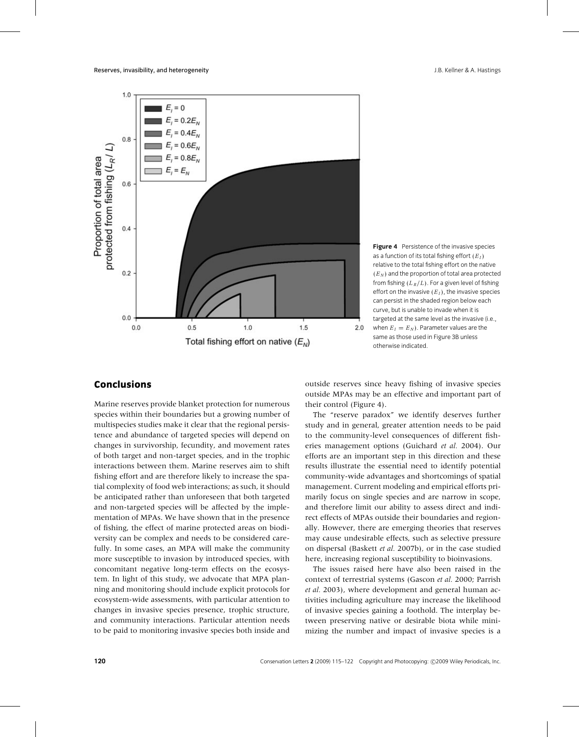1.0

0.8

0.6

0.4

0.2

0.0

0.0 0.5 1.0 1.5 2.0

Proportion of total area protected from fishing ($L_R$/ $L$)

Total fishing effort on native ($E_N$)

$E_I = 0$

$E_I = 0.2E_N$

$E_I = 0.4E_N$

$E_I = 0.6E_N$

$E_I = 0.8E_N$

$E_I = E_N$

**Figure 4** Persistence of the invasive species as a function of its total fishing effort ($E_I$) relative to the total fishing effort on the native ($E_N$) and the proportion of total area protected from fishing ($L_R/L$). For a given level of fishing effort on the invasive ($E_I$), the invasive species can persist in the shaded region below each curve, but is unable to invade when it is targeted at the same level as the invasive (i.e., when $E_I = E_N$). Parameter values are the same as those used in Figure 3B unless otherwise indicated.

## Conclusions

Marine reserves provide blanket protection for numerous species within their boundaries but a growing number of multispecies studies make it clear that the regional persistence and abundance of targeted species will depend on changes in survivorship, fecundity, and movement rates of both target and non-target species, and in the trophic interactions between them. Marine reserves aim to shift fishing effort and are therefore likely to increase the spatial complexity of food web interactions; as such, it should be anticipated rather than unforeseen that both targeted and non-targeted species will be affected by the implementation of MPAs. We have shown that in the presence of fishing, the effect of marine protected areas on biodiversity can be complex and needs to be considered carefully. In some cases, an MPA will make the community more susceptible to invasion by introduced species, with concomitant negative long-term effects on the ecosystem. In light of this study, we advocate that MPA planning and monitoring should include explicit protocols for ecosystem-wide assessments, with particular attention to changes in invasive species presence, trophic structure, and community interactions. Particular attention needs to be paid to monitoring invasive species both inside and outside reserves since heavy fishing of invasive species outside MPAs may be an effective and important part of their control (Figure 4).

The "reserve paradox" we identify deserves further study and in general, greater attention needs to be paid to the community-level consequences of different fisheries management options (Guichard *et al.* 2004). Our efforts are an important step in this direction and these results illustrate the essential need to identify potential community-wide advantages and shortcomings of spatial management. Current modeling and empirical efforts primarily focus on single species and are narrow in scope, and therefore limit our ability to assess direct and indirect effects of MPAs outside their boundaries and regionally. However, there are emerging theories that reserves may cause undesirable effects, such as selective pressure on dispersal (Baskett *et al.* 2007b), or in the case studied here, increasing regional susceptibility to bioinvasions.

The issues raised here have also been raised in the context of terrestrial systems (Gascon *et al.* 2000; Parrish *et al.* 2003), where development and general human activities including agriculture may increase the likelihood of invasive species gaining a foothold. The interplay between preserving native or desirable biota while minimizing the number and impact of invasive species is a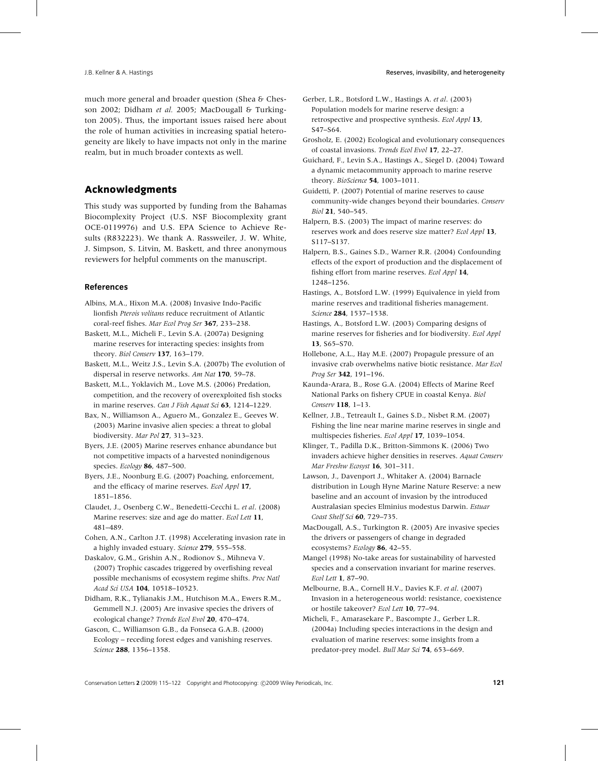much more general and broader question (Shea & Chesson 2002; Didham *et al.* 2005; MacDougall & Turkington 2005). Thus, the important issues raised here about the role of human activities in increasing spatial heterogeneity are likely to have impacts not only in the marine realm, but in much broader contexts as well.

## Acknowledgments

This study was supported by funding from the Bahamas Biocomplexity Project (U.S. NSF Biocomplexity grant OCE-0119976) and U.S. EPA Science to Achieve Results (R832223). We thank A. Rassweiler, J. W. White, J. Simpson, S. Litvin, M. Baskett, and three anonymous reviewers for helpful comments on the manuscript.

### References

Albins, M.A., Hixon M.A. (2008) Invasive Indo-Pacific lionfish *Pterois volitans* reduce recruitment of Atlantic coral-reef fishes. *Mar Ecol Prog Ser* **367**, 233–238.

Baskett, M.L., Micheli F., Levin S.A. (2007a) Designing marine reserves for interacting species: insights from theory. *Biol Conserv* **137**, 163–179.

Baskett, M.L., Weitz J.S., Levin S.A. (2007b) The evolution of dispersal in reserve networks. *Am Nat* **170**, 59–78.

Baskett, M.L., Yoklavich M., Love M.S. (2006) Predation, competition, and the recovery of overexploited fish stocks in marine reserves. *Can J Fish Aquat Sci* **63**, 1214–1229.

Bax, N., Williamson A., Aguero M., Gonzalez E., Geeves W. (2003) Marine invasive alien species: a threat to global biodiversity. *Mar Pol* **27**, 313–323.

Byers, J.E. (2005) Marine reserves enhance abundance but not competitive impacts of a harvested nonindigenous species. *Ecology* **86**, 487–500.

Byers, J.E., Noonburg E.G. (2007) Poaching, enforcement, and the efficacy of marine reserves. *Ecol Appl* **17**, 1851–1856.

Claudet, J., Osenberg C.W., Benedetti-Cecchi L. *et al.* (2008) Marine reserves: size and age do matter. *Ecol Lett* **11**, 481–489.

Cohen, A.N., Carlton J.T. (1998) Accelerating invasion rate in a highly invaded estuary. *Science* **279**, 555–558.

Daskalov, G.M., Grishin A.N., Rodionov S., Mihneva V. (2007) Trophic cascades triggered by overfishing reveal possible mechanisms of ecosystem regime shifts. *Proc Natl Acad Sci USA* **104**, 10518–10523.

Didham, R.K., Tylianakis J.M., Hutchison M.A., Ewers R.M., Gemmell N.J. (2005) Are invasive species the drivers of ecological change? *Trends Ecol Evol* **20**, 470–474.

Gascon, C., Williamson G.B., da Fonseca G.A.B. (2000) Ecology – receding forest edges and vanishing reserves. *Science* **288**, 1356–1358.

Gerber, L.R., Botsford L.W., Hastings A. *et al.* (2003) Population models for marine reserve design: a retrospective and prospective synthesis. *Ecol Appl* **13**, S47–S64.

Grosholz, E. (2002) Ecological and evolutionary consequences of coastal invasions. *Trends Ecol Evol* **17**, 22–27.

Guichard, F., Levin S.A., Hastings A., Siegel D. (2004) Toward a dynamic metacommunity approach to marine reserve theory. *BioScience* **54**, 1003–1011.

Guidetti, P. (2007) Potential of marine reserves to cause community-wide changes beyond their boundaries. *Conserv Biol* **21**, 540–545.

Halpern, B.S. (2003) The impact of marine reserves: do reserves work and does reserve size matter? *Ecol Appl* **13**, S117–S137.

Halpern, B.S., Gaines S.D., Warner R.R. (2004) Confounding effects of the export of production and the displacement of fishing effort from marine reserves. *Ecol Appl* **14**, 1248–1256.

Hastings, A., Botsford L.W. (1999) Equivalence in yield from marine reserves and traditional fisheries management. *Science* **284**, 1537–1538.

Hastings, A., Botsford L.W. (2003) Comparing designs of marine reserves for fisheries and for biodiversity. *Ecol Appl* **13**, S65–S70.

Hollebone, A.L., Hay M.E. (2007) Propagule pressure of an invasive crab overwhelms native biotic resistance. *Mar Ecol Prog Ser* **342**, 191–196.

Kaunda-Arara, B., Rose G.A. (2004) Effects of Marine Reef National Parks on fishery CPUE in coastal Kenya. *Biol Conserv* **118**, 1–13.

Kellner, J.B., Tetreault I., Gaines S.D., Nisbet R.M. (2007) Fishing the line near marine marine reserves in single and multispecies fisheries. *Ecol Appl* **17**, 1039–1054.

Klinger, T., Padilla D.K., Britton-Simmons K. (2006) Two invaders achieve higher densities in reserves. *Aquat Conserv Mar Freshw Ecosyst* **16**, 301–311.

Lawson, J., Davenport J., Whitaker A. (2004) Barnacle distribution in Lough Hyne Marine Nature Reserve: a new baseline and an account of invasion by the introduced Australasian species Elminius modestus Darwin. *Estuar Coast Shelf Sci* **60**, 729–735.

MacDougall, A.S., Turkington R. (2005) Are invasive species the drivers or passengers of change in degraded ecosystems? *Ecology* **86**, 42–55.

Mangel (1998) No-take areas for sustainability of harvested species and a conservation invariant for marine reserves. *Ecol Lett* **1**, 87–90.

Melbourne, B.A., Cornell H.V., Davies K.F. *et al.* (2007) Invasion in a heterogeneous world: resistance, coexistence or hostile takeover? *Ecol Lett* **10**, 77–94.

Micheli, F., Amarasekare P., Bascompte J., Gerber L.R. (2004a) Including species interactions in the design and evaluation of marine reserves: some insights from a predator-prey model. *Bull Mar Sci* **74**, 653–669.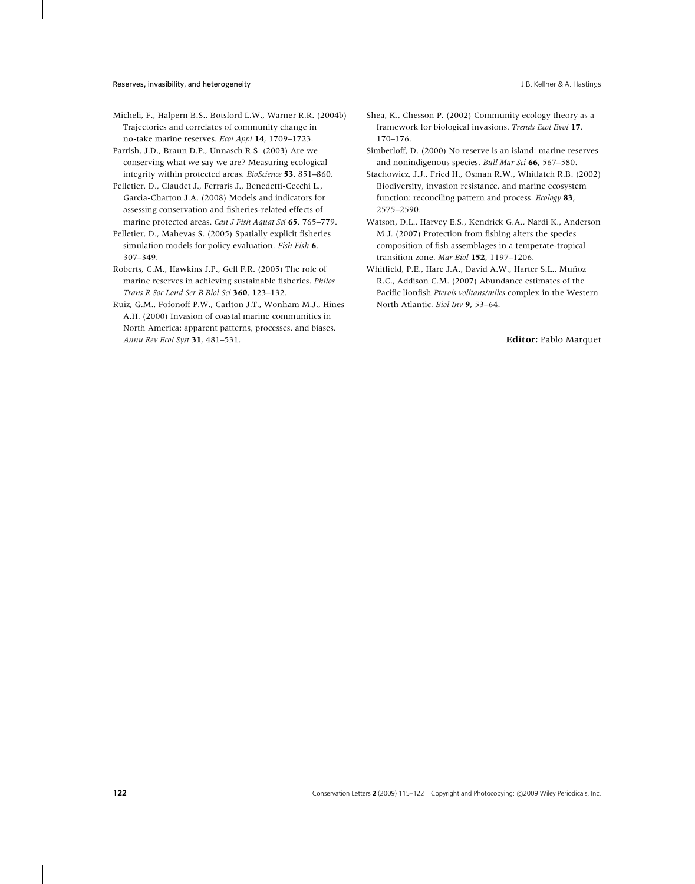Micheli, F., Halpern B.S., Botsford L.W., Warner R.R. (2004b) Trajectories and correlates of community change in no-take marine reserves. *Ecol Appl* **14**, 1709–1723.

Parrish, J.D., Braun D.P., Unnasch R.S. (2003) Are we conserving what we say we are? Measuring ecological integrity within protected areas. *BioScience* **53**, 851–860.

Pelletier, D., Claudet J., Ferraris J., Benedetti-Cecchi L., Garcia-Charton J.A. (2008) Models and indicators for assessing conservation and fisheries-related effects of marine protected areas. *Can J Fish Aquat Sci* **65**, 765–779.

Pelletier, D., Mahevas S. (2005) Spatially explicit fisheries simulation models for policy evaluation. *Fish Fish* **6**, 307–349.

Roberts, C.M., Hawkins J.P., Gell F.R. (2005) The role of marine reserves in achieving sustainable fisheries. *Philos Trans R Soc Lond Ser B Biol Sci* **360**, 123–132.

Ruiz, G.M., Fofonoff P.W., Carlton J.T., Wonham M.J., Hines A.H. (2000) Invasion of coastal marine communities in North America: apparent patterns, processes, and biases. *Annu Rev Ecol Syst* **31**, 481–531.

Shea, K., Chesson P. (2002) Community ecology theory as a framework for biological invasions. *Trends Ecol Evol* **17**, 170–176.

Simberloff, D. (2000) No reserve is an island: marine reserves and nonindigenous species. *Bull Mar Sci* **66**, 567–580.

Stachowicz, J.J., Fried H., Osman R.W., Whitlatch R.B. (2002) Biodiversity, invasion resistance, and marine ecosystem function: reconciling pattern and process. *Ecology* **83**, 2575–2590.

Watson, D.L., Harvey E.S., Kendrick G.A., Nardi K., Anderson M.J. (2007) Protection from fishing alters the species composition of fish assemblages in a temperate-tropical transition zone. *Mar Biol* **152**, 1197–1206.

Whitfield, P.E., Hare J.A., David A.W., Harter S.L., Muñoz R.C., Addison C.M. (2007) Abundance estimates of the Pacific lionfish *Pterois volitans/miles* complex in the Western North Atlantic. *Biol Inv* **9**, 53–64.

**Editor:** Pablo Marquet